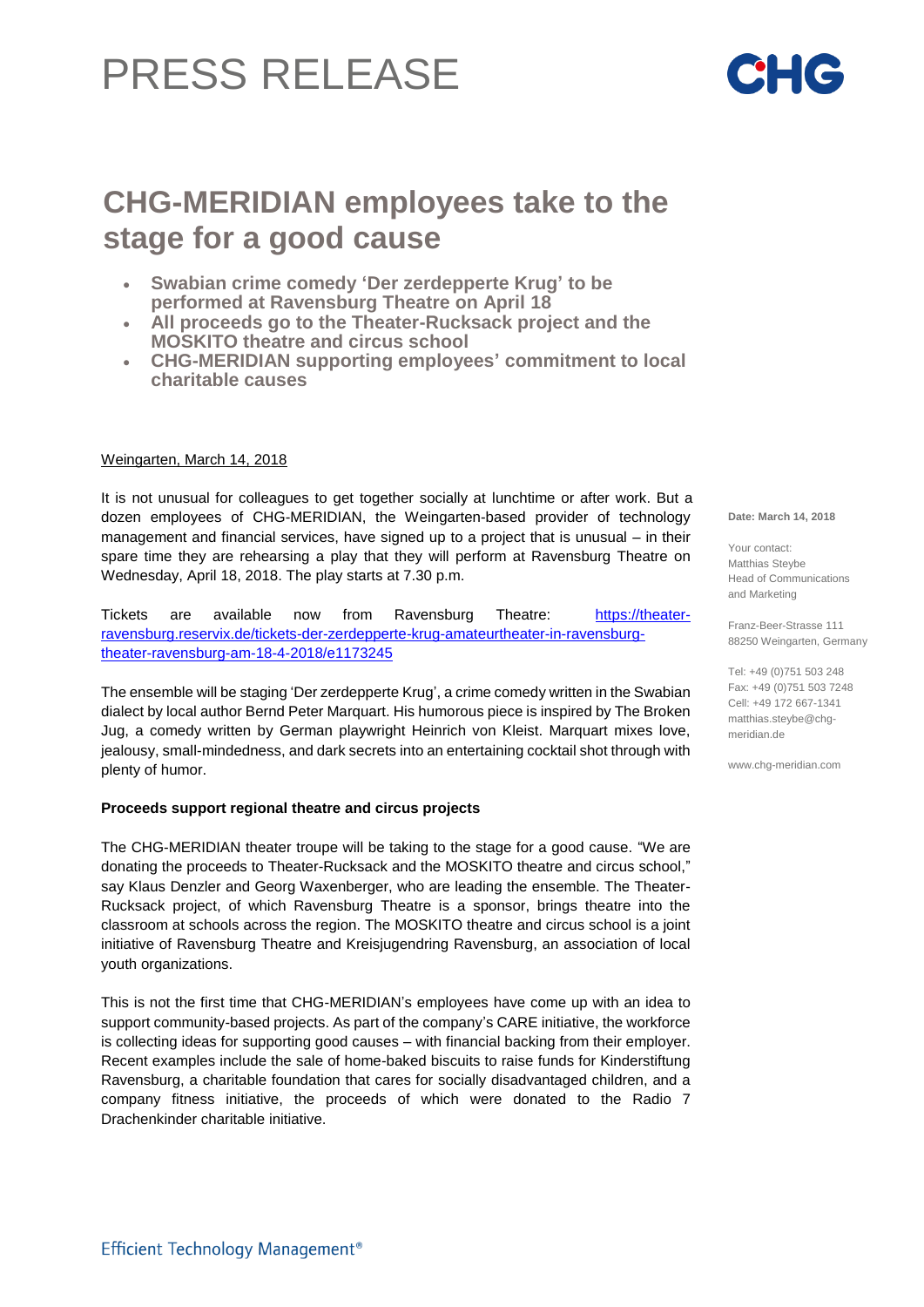# PRESS RELEASE

## CHG-MERIDIAN employees take to the stage for a good cause

- **Swabian crime comedy 'Der zerdepperte Krug' to be performed at Ravensburg Theatre on April 18**
- **All proceeds go to the Theater-Rucksack project and the MOSKITO theatre and circus school**
- **CHG-MERIDIAN supporting employees' commitment to local charitable causes**

Weingarten, March 14, 2018

It is not unusual for colleagues to get together socially at lunchtime or after work. But a dozen employees of CHG-MERIDIAN, the Weingarten-based provider of technology management and financial services, have signed up to a project that is unusual – in their spare time they are rehearsing a play that they will perform at Ravensburg Theatre on Wednesday, April 18, 2018. The play starts at 7.30 p.m.

Tickets are available now from Ravensburg Theatre: https://theater-ravensburg.reservix.de/tickets-der-zerdepperte-krug-amateurtheater-in-ravensburg-theater-ravensburg-am-18-4-2018/e1173245

The ensemble will be staging 'Der zerdepperte Krug', a crime comedy written in the Swabian dialect by local author Bernd Peter Marquart. His humorous piece is inspired by The Broken Jug, a comedy written by German playwright Heinrich von Kleist. Marquart mixes love, jealousy, small-mindedness, and dark secrets into an entertaining cocktail shot through with plenty of humor.

**Proceeds support regional theatre and circus projects**

The CHG-MERIDIAN theater troupe will be taking to the stage for a good cause. "We are donating the proceeds to Theater-Rucksack and the MOSKITO theatre and circus school," say Klaus Denzler and Georg Waxenberger, who are leading the ensemble. The Theater-Rucksack project, of which Ravensburg Theatre is a sponsor, brings theatre into the classroom at schools across the region. The MOSKITO theatre and circus school is a joint initiative of Ravensburg Theatre and Kreisjugendring Ravensburg, an association of local youth organizations.

This is not the first time that CHG-MERIDIAN's employees have come up with an idea to support community-based projects. As part of the company's CARE initiative, the workforce is collecting ideas for supporting good causes – with financial backing from their employer. Recent examples include the sale of home-baked biscuits to raise funds for Kinderstiftung Ravensburg, a charitable foundation that cares for socially disadvantaged children, and a company fitness initiative, the proceeds of which were donated to the Radio 7 Drachenkinder charitable initiative.

**Date: March 14, 2018**

Your contact:
Matthias Steybe
Head of Communications and Marketing

Franz-Beer-Strasse 111
88250 Weingarten, Germany

Tel: +49 (0)751 503 248
Fax: +49 (0)751 503 7248
Cell: +49 172 667-1341
matthias.steybe@chg-meridian.de

www.chg-meridian.com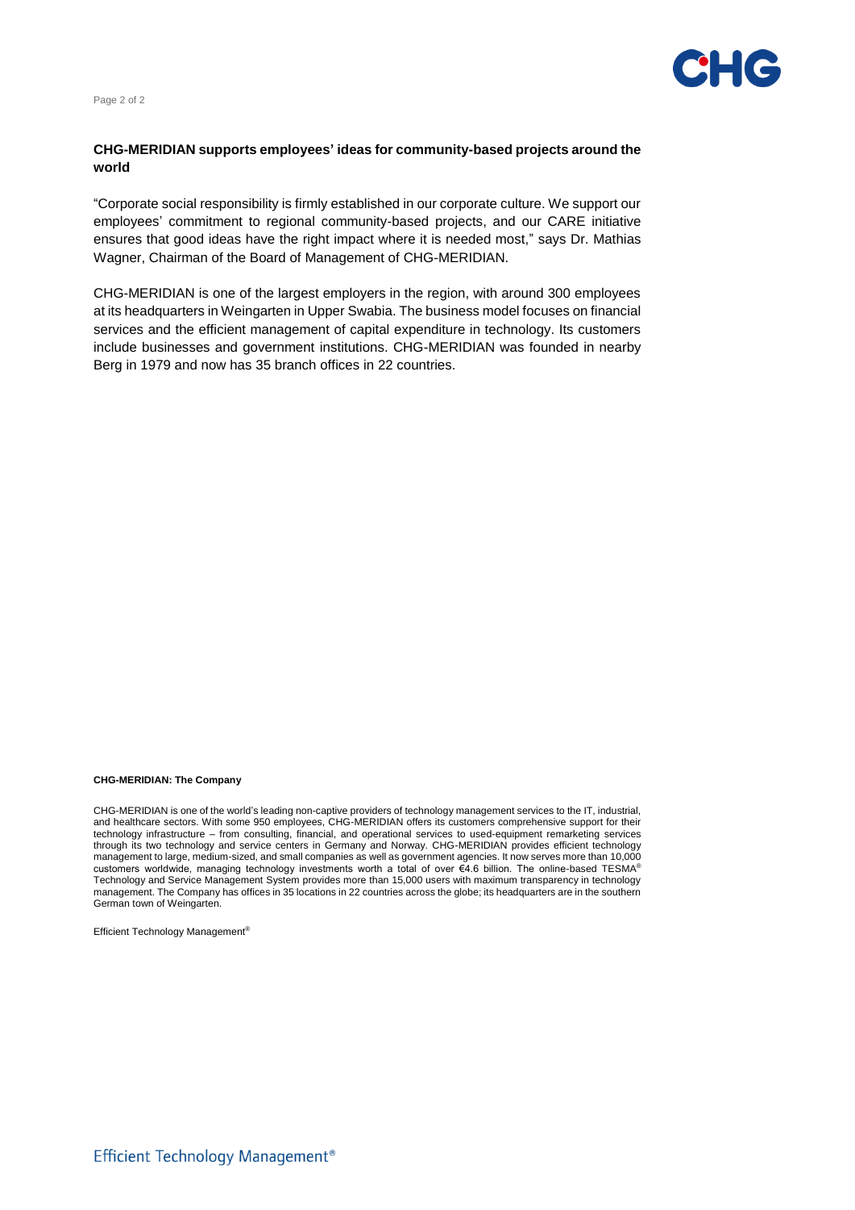**CHG-MERIDIAN supports employees' ideas for community-based projects around the world**

"Corporate social responsibility is firmly established in our corporate culture. We support our employees' commitment to regional community-based projects, and our CARE initiative ensures that good ideas have the right impact where it is needed most," says Dr. Mathias Wagner, Chairman of the Board of Management of CHG-MERIDIAN.

CHG-MERIDIAN is one of the largest employers in the region, with around 300 employees at its headquarters in Weingarten in Upper Swabia. The business model focuses on financial services and the efficient management of capital expenditure in technology. Its customers include businesses and government institutions. CHG-MERIDIAN was founded in nearby Berg in 1979 and now has 35 branch offices in 22 countries.

**CHG-MERIDIAN: The Company**

CHG-MERIDIAN is one of the world's leading non-captive providers of technology management services to the IT, industrial, and healthcare sectors. With some 950 employees, CHG-MERIDIAN offers its customers comprehensive support for their technology infrastructure – from consulting, financial, and operational services to used-equipment remarketing services through its two technology and service centers in Germany and Norway. CHG-MERIDIAN provides efficient technology management to large, medium-sized, and small companies as well as government agencies. It now serves more than 10,000 customers worldwide, managing technology investments worth a total of over €4.6 billion. The online-based TESMA® Technology and Service Management System provides more than 15,000 users with maximum transparency in technology management. The Company has offices in 35 locations in 22 countries across the globe; its headquarters are in the southern German town of Weingarten.

Efficient Technology Management®